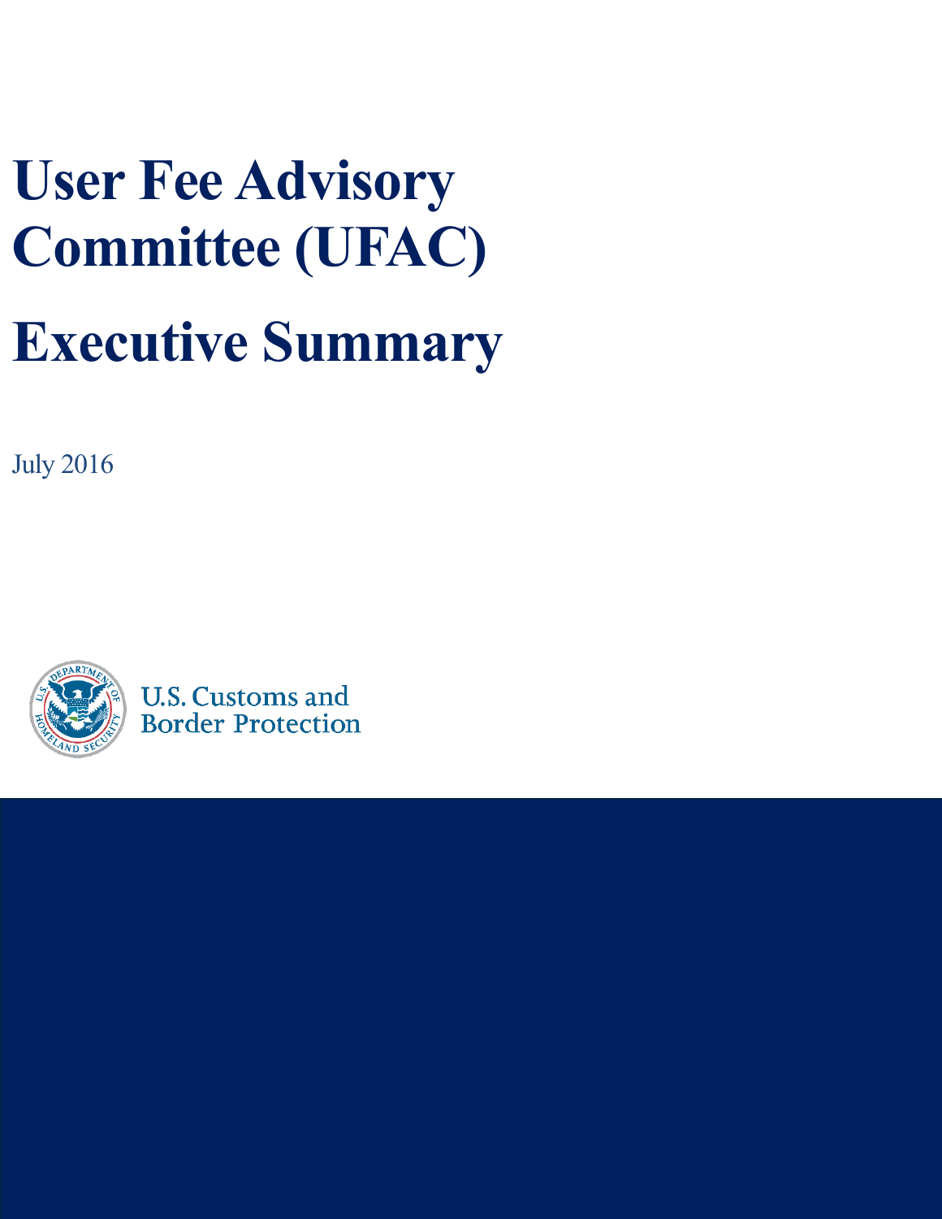# User Fee Advisory Committee (UFAC)

# Executive Summary

July 2016

U.S. Customs and Border Protection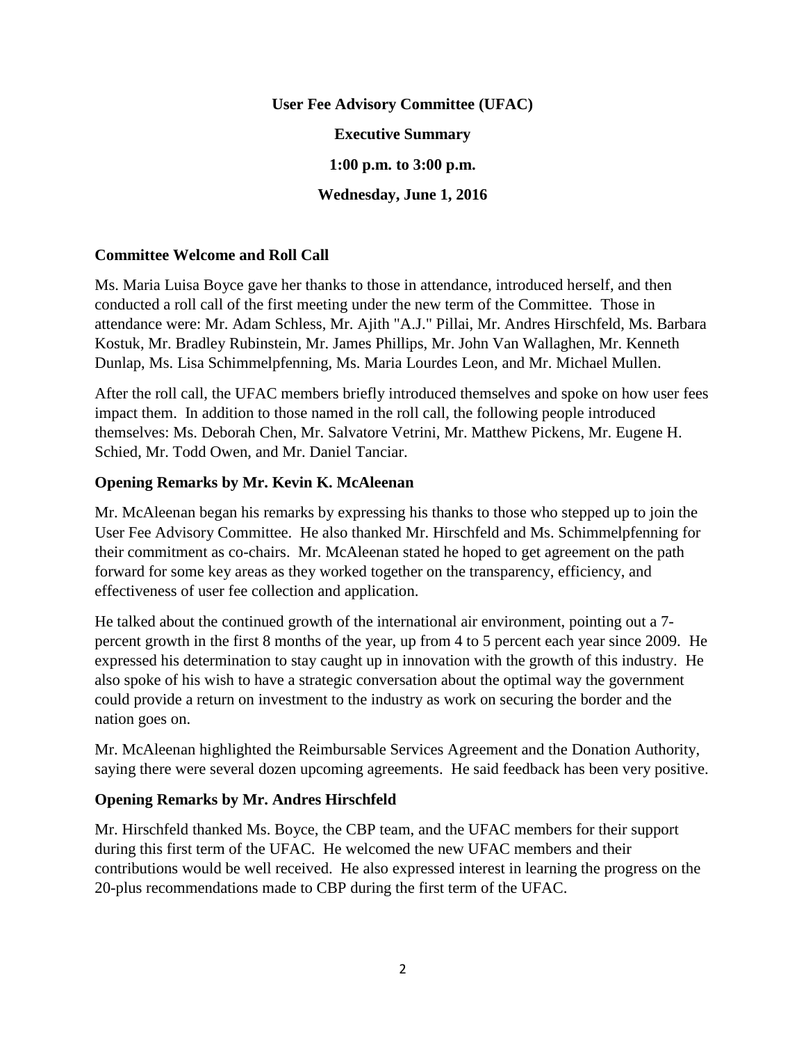**User Fee Advisory Committee (UFAC)**

**Executive Summary**

**1:00 p.m. to 3:00 p.m.**

**Wednesday, June 1, 2016**

## Committee Welcome and Roll Call

Ms. Maria Luisa Boyce gave her thanks to those in attendance, introduced herself, and then conducted a roll call of the first meeting under the new term of the Committee. Those in attendance were: Mr. Adam Schless, Mr. Ajith "A.J." Pillai, Mr. Andres Hirschfeld, Ms. Barbara Kostuk, Mr. Bradley Rubinstein, Mr. James Phillips, Mr. John Van Wallaghen, Mr. Kenneth Dunlap, Ms. Lisa Schimmelpfenning, Ms. Maria Lourdes Leon, and Mr. Michael Mullen.

After the roll call, the UFAC members briefly introduced themselves and spoke on how user fees impact them. In addition to those named in the roll call, the following people introduced themselves: Ms. Deborah Chen, Mr. Salvatore Vetrini, Mr. Matthew Pickens, Mr. Eugene H. Schied, Mr. Todd Owen, and Mr. Daniel Tanciar.

## Opening Remarks by Mr. Kevin K. McAleenan

Mr. McAleenan began his remarks by expressing his thanks to those who stepped up to join the User Fee Advisory Committee. He also thanked Mr. Hirschfeld and Ms. Schimmelpfenning for their commitment as co-chairs. Mr. McAleenan stated he hoped to get agreement on the path forward for some key areas as they worked together on the transparency, efficiency, and effectiveness of user fee collection and application.

He talked about the continued growth of the international air environment, pointing out a 7-percent growth in the first 8 months of the year, up from 4 to 5 percent each year since 2009. He expressed his determination to stay caught up in innovation with the growth of this industry. He also spoke of his wish to have a strategic conversation about the optimal way the government could provide a return on investment to the industry as work on securing the border and the nation goes on.

Mr. McAleenan highlighted the Reimbursable Services Agreement and the Donation Authority, saying there were several dozen upcoming agreements. He said feedback has been very positive.

## Opening Remarks by Mr. Andres Hirschfeld

Mr. Hirschfeld thanked Ms. Boyce, the CBP team, and the UFAC members for their support during this first term of the UFAC. He welcomed the new UFAC members and their contributions would be well received. He also expressed interest in learning the progress on the 20-plus recommendations made to CBP during the first term of the UFAC.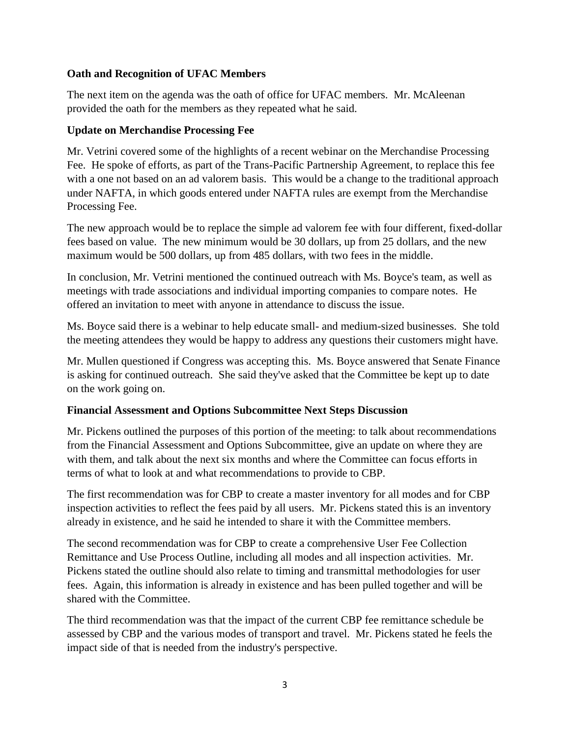**Oath and Recognition of UFAC Members**

The next item on the agenda was the oath of office for UFAC members. Mr. McAleenan provided the oath for the members as they repeated what he said.

**Update on Merchandise Processing Fee**

Mr. Vetrini covered some of the highlights of a recent webinar on the Merchandise Processing Fee. He spoke of efforts, as part of the Trans-Pacific Partnership Agreement, to replace this fee with a one not based on an ad valorem basis. This would be a change to the traditional approach under NAFTA, in which goods entered under NAFTA rules are exempt from the Merchandise Processing Fee.

The new approach would be to replace the simple ad valorem fee with four different, fixed-dollar fees based on value. The new minimum would be 30 dollars, up from 25 dollars, and the new maximum would be 500 dollars, up from 485 dollars, with two fees in the middle.

In conclusion, Mr. Vetrini mentioned the continued outreach with Ms. Boyce's team, as well as meetings with trade associations and individual importing companies to compare notes. He offered an invitation to meet with anyone in attendance to discuss the issue.

Ms. Boyce said there is a webinar to help educate small- and medium-sized businesses. She told the meeting attendees they would be happy to address any questions their customers might have.

Mr. Mullen questioned if Congress was accepting this. Ms. Boyce answered that Senate Finance is asking for continued outreach. She said they've asked that the Committee be kept up to date on the work going on.

**Financial Assessment and Options Subcommittee Next Steps Discussion**

Mr. Pickens outlined the purposes of this portion of the meeting: to talk about recommendations from the Financial Assessment and Options Subcommittee, give an update on where they are with them, and talk about the next six months and where the Committee can focus efforts in terms of what to look at and what recommendations to provide to CBP.

The first recommendation was for CBP to create a master inventory for all modes and for CBP inspection activities to reflect the fees paid by all users. Mr. Pickens stated this is an inventory already in existence, and he said he intended to share it with the Committee members.

The second recommendation was for CBP to create a comprehensive User Fee Collection Remittance and Use Process Outline, including all modes and all inspection activities. Mr. Pickens stated the outline should also relate to timing and transmittal methodologies for user fees. Again, this information is already in existence and has been pulled together and will be shared with the Committee.

The third recommendation was that the impact of the current CBP fee remittance schedule be assessed by CBP and the various modes of transport and travel. Mr. Pickens stated he feels the impact side of that is needed from the industry's perspective.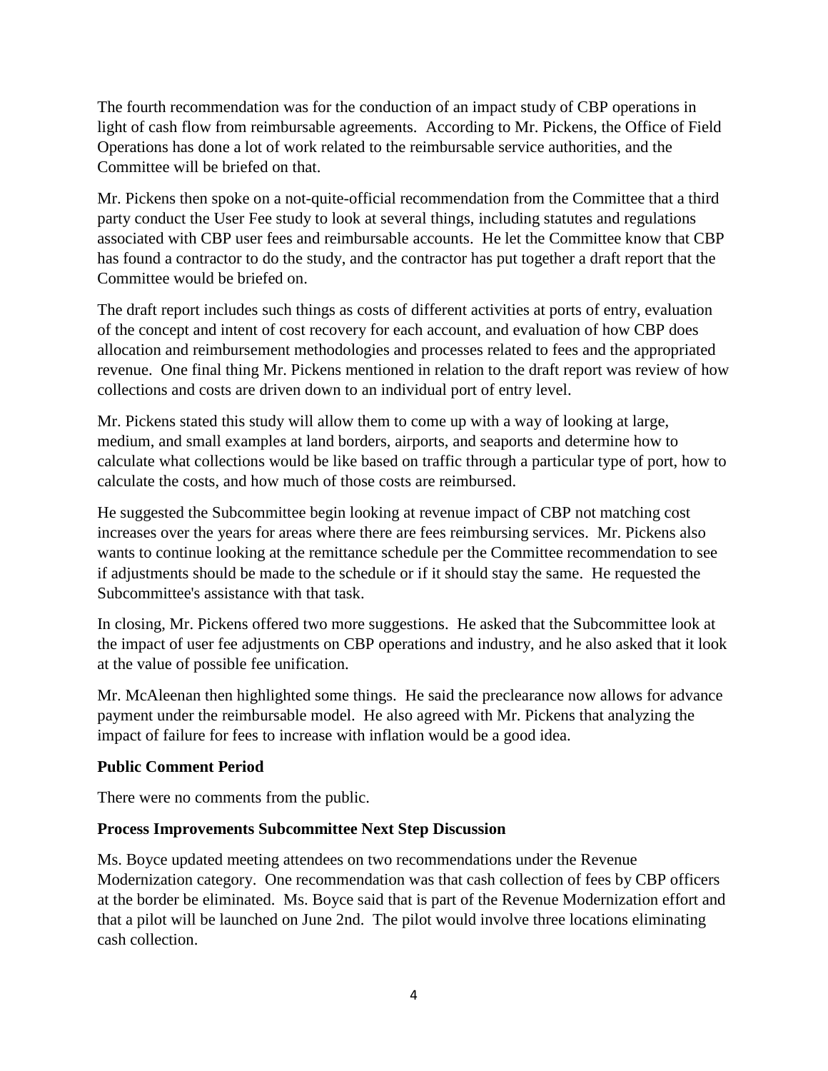The fourth recommendation was for the conduction of an impact study of CBP operations in light of cash flow from reimbursable agreements. According to Mr. Pickens, the Office of Field Operations has done a lot of work related to the reimbursable service authorities, and the Committee will be briefed on that.

Mr. Pickens then spoke on a not-quite-official recommendation from the Committee that a third party conduct the User Fee study to look at several things, including statutes and regulations associated with CBP user fees and reimbursable accounts. He let the Committee know that CBP has found a contractor to do the study, and the contractor has put together a draft report that the Committee would be briefed on.

The draft report includes such things as costs of different activities at ports of entry, evaluation of the concept and intent of cost recovery for each account, and evaluation of how CBP does allocation and reimbursement methodologies and processes related to fees and the appropriated revenue. One final thing Mr. Pickens mentioned in relation to the draft report was review of how collections and costs are driven down to an individual port of entry level.

Mr. Pickens stated this study will allow them to come up with a way of looking at large, medium, and small examples at land borders, airports, and seaports and determine how to calculate what collections would be like based on traffic through a particular type of port, how to calculate the costs, and how much of those costs are reimbursed.

He suggested the Subcommittee begin looking at revenue impact of CBP not matching cost increases over the years for areas where there are fees reimbursing services. Mr. Pickens also wants to continue looking at the remittance schedule per the Committee recommendation to see if adjustments should be made to the schedule or if it should stay the same. He requested the Subcommittee's assistance with that task.

In closing, Mr. Pickens offered two more suggestions. He asked that the Subcommittee look at the impact of user fee adjustments on CBP operations and industry, and he also asked that it look at the value of possible fee unification.

Mr. McAleenan then highlighted some things. He said the preclearance now allows for advance payment under the reimbursable model. He also agreed with Mr. Pickens that analyzing the impact of failure for fees to increase with inflation would be a good idea.

**Public Comment Period**

There were no comments from the public.

**Process Improvements Subcommittee Next Step Discussion**

Ms. Boyce updated meeting attendees on two recommendations under the Revenue Modernization category. One recommendation was that cash collection of fees by CBP officers at the border be eliminated. Ms. Boyce said that is part of the Revenue Modernization effort and that a pilot will be launched on June 2nd. The pilot would involve three locations eliminating cash collection.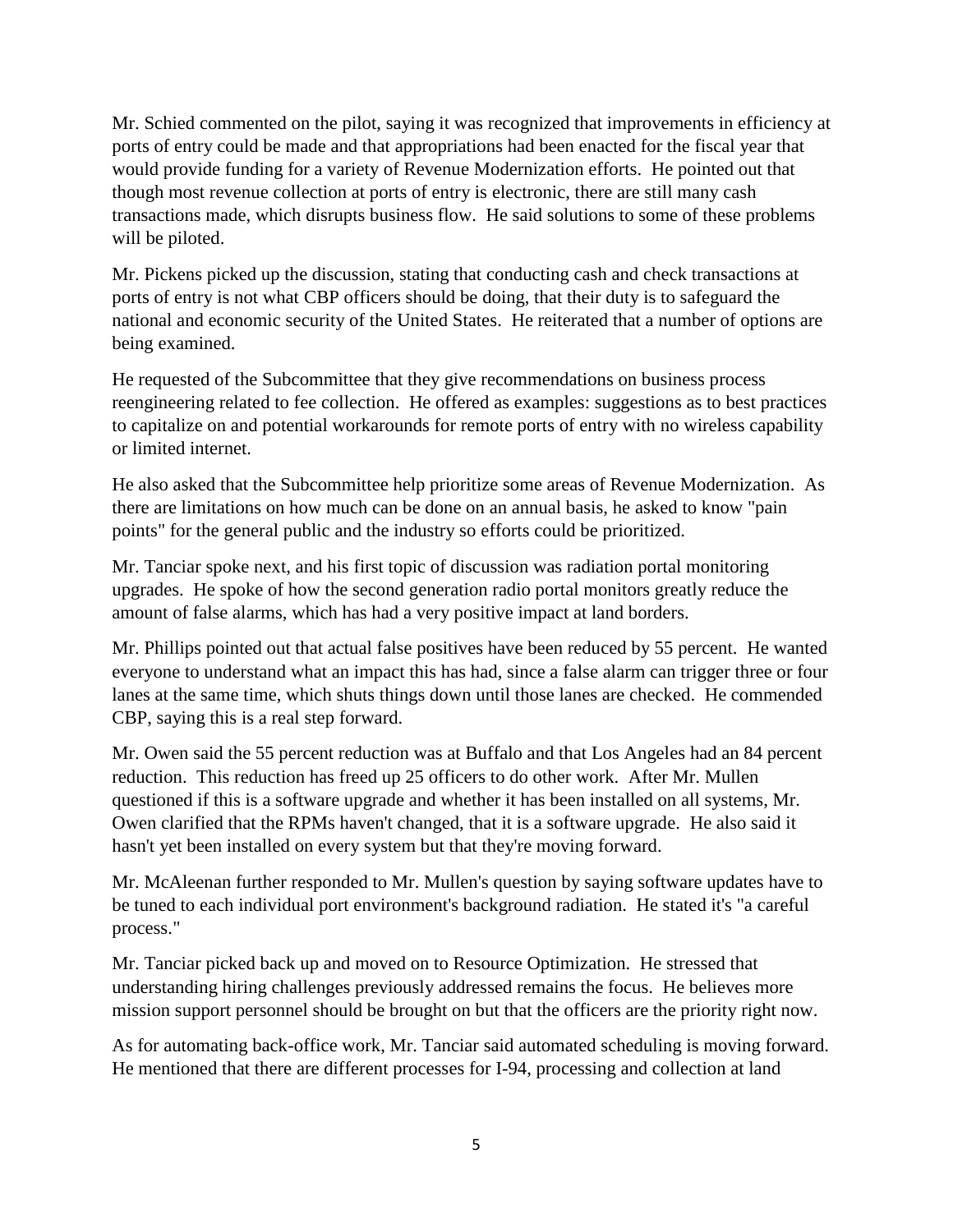Mr. Schied commented on the pilot, saying it was recognized that improvements in efficiency at ports of entry could be made and that appropriations had been enacted for the fiscal year that would provide funding for a variety of Revenue Modernization efforts. He pointed out that though most revenue collection at ports of entry is electronic, there are still many cash transactions made, which disrupts business flow. He said solutions to some of these problems will be piloted.

Mr. Pickens picked up the discussion, stating that conducting cash and check transactions at ports of entry is not what CBP officers should be doing, that their duty is to safeguard the national and economic security of the United States. He reiterated that a number of options are being examined.

He requested of the Subcommittee that they give recommendations on business process reengineering related to fee collection. He offered as examples: suggestions as to best practices to capitalize on and potential workarounds for remote ports of entry with no wireless capability or limited internet.

He also asked that the Subcommittee help prioritize some areas of Revenue Modernization. As there are limitations on how much can be done on an annual basis, he asked to know "pain points" for the general public and the industry so efforts could be prioritized.

Mr. Tanciar spoke next, and his first topic of discussion was radiation portal monitoring upgrades. He spoke of how the second generation radio portal monitors greatly reduce the amount of false alarms, which has had a very positive impact at land borders.

Mr. Phillips pointed out that actual false positives have been reduced by 55 percent. He wanted everyone to understand what an impact this has had, since a false alarm can trigger three or four lanes at the same time, which shuts things down until those lanes are checked. He commended CBP, saying this is a real step forward.

Mr. Owen said the 55 percent reduction was at Buffalo and that Los Angeles had an 84 percent reduction. This reduction has freed up 25 officers to do other work. After Mr. Mullen questioned if this is a software upgrade and whether it has been installed on all systems, Mr. Owen clarified that the RPMs haven't changed, that it is a software upgrade. He also said it hasn't yet been installed on every system but that they're moving forward.

Mr. McAleenan further responded to Mr. Mullen's question by saying software updates have to be tuned to each individual port environment's background radiation. He stated it's "a careful process."

Mr. Tanciar picked back up and moved on to Resource Optimization. He stressed that understanding hiring challenges previously addressed remains the focus. He believes more mission support personnel should be brought on but that the officers are the priority right now.

As for automating back-office work, Mr. Tanciar said automated scheduling is moving forward. He mentioned that there are different processes for I-94, processing and collection at land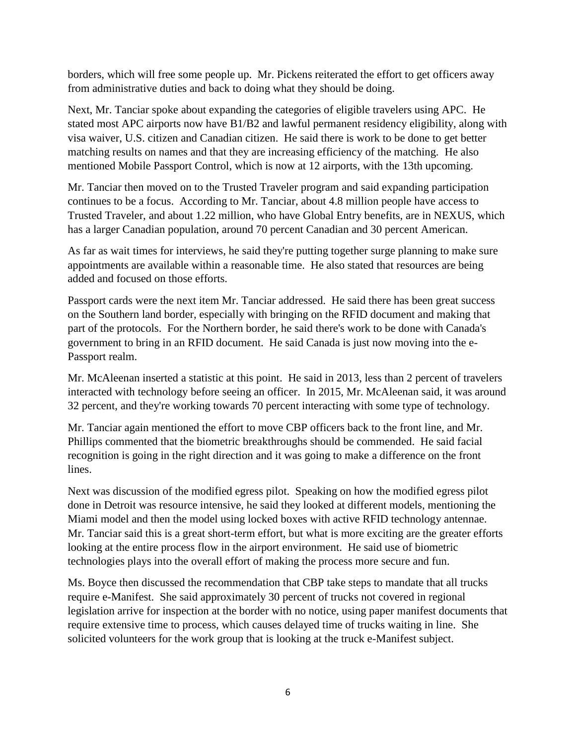borders, which will free some people up. Mr. Pickens reiterated the effort to get officers away from administrative duties and back to doing what they should be doing.

Next, Mr. Tanciar spoke about expanding the categories of eligible travelers using APC. He stated most APC airports now have B1/B2 and lawful permanent residency eligibility, along with visa waiver, U.S. citizen and Canadian citizen. He said there is work to be done to get better matching results on names and that they are increasing efficiency of the matching. He also mentioned Mobile Passport Control, which is now at 12 airports, with the 13th upcoming.

Mr. Tanciar then moved on to the Trusted Traveler program and said expanding participation continues to be a focus. According to Mr. Tanciar, about 4.8 million people have access to Trusted Traveler, and about 1.22 million, who have Global Entry benefits, are in NEXUS, which has a larger Canadian population, around 70 percent Canadian and 30 percent American.

As far as wait times for interviews, he said they're putting together surge planning to make sure appointments are available within a reasonable time. He also stated that resources are being added and focused on those efforts.

Passport cards were the next item Mr. Tanciar addressed. He said there has been great success on the Southern land border, especially with bringing on the RFID document and making that part of the protocols. For the Northern border, he said there's work to be done with Canada's government to bring in an RFID document. He said Canada is just now moving into the e-Passport realm.

Mr. McAleenan inserted a statistic at this point. He said in 2013, less than 2 percent of travelers interacted with technology before seeing an officer. In 2015, Mr. McAleenan said, it was around 32 percent, and they're working towards 70 percent interacting with some type of technology.

Mr. Tanciar again mentioned the effort to move CBP officers back to the front line, and Mr. Phillips commented that the biometric breakthroughs should be commended. He said facial recognition is going in the right direction and it was going to make a difference on the front lines.

Next was discussion of the modified egress pilot. Speaking on how the modified egress pilot done in Detroit was resource intensive, he said they looked at different models, mentioning the Miami model and then the model using locked boxes with active RFID technology antennae. Mr. Tanciar said this is a great short-term effort, but what is more exciting are the greater efforts looking at the entire process flow in the airport environment. He said use of biometric technologies plays into the overall effort of making the process more secure and fun.

Ms. Boyce then discussed the recommendation that CBP take steps to mandate that all trucks require e-Manifest. She said approximately 30 percent of trucks not covered in regional legislation arrive for inspection at the border with no notice, using paper manifest documents that require extensive time to process, which causes delayed time of trucks waiting in line. She solicited volunteers for the work group that is looking at the truck e-Manifest subject.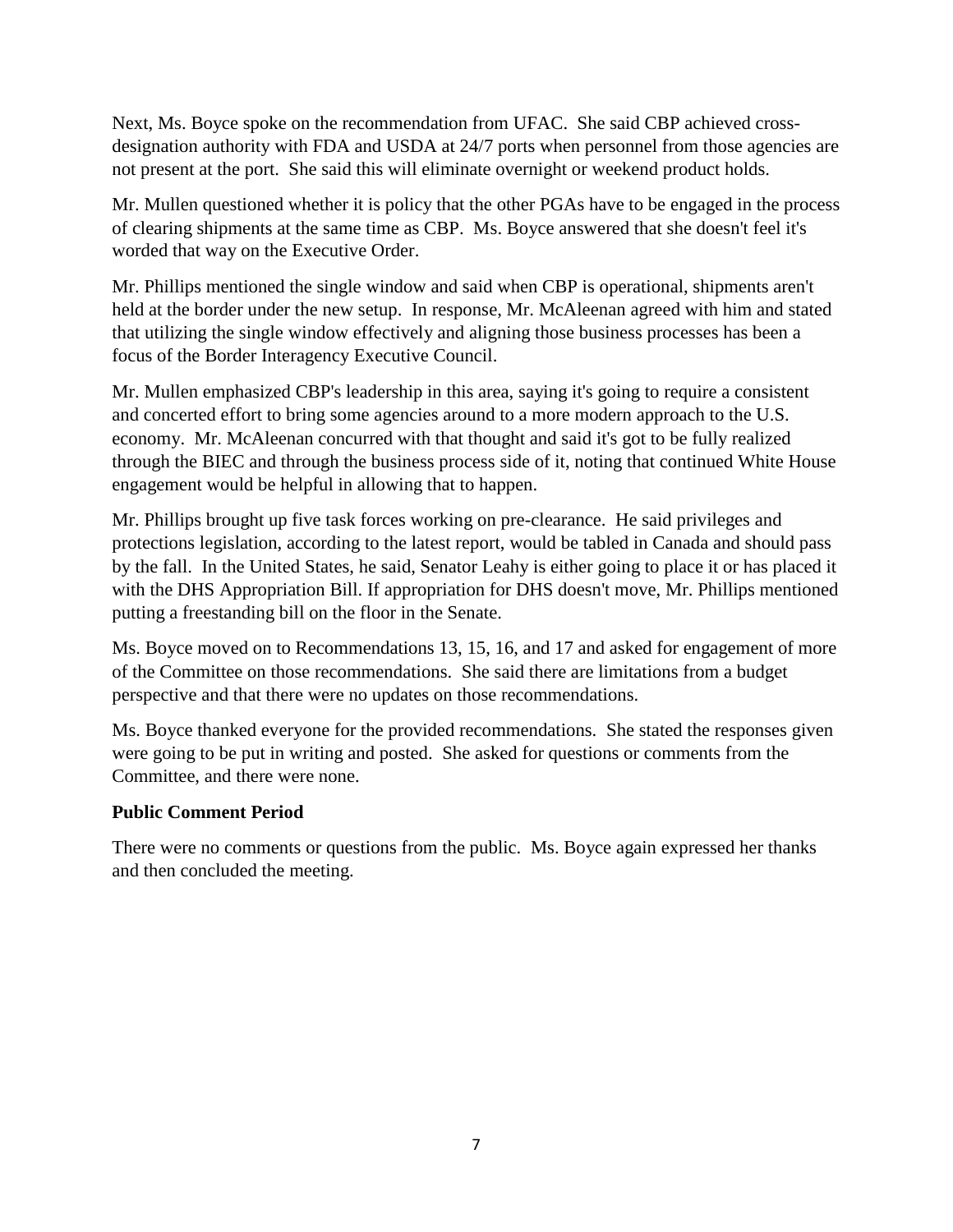Next, Ms. Boyce spoke on the recommendation from UFAC. She said CBP achieved cross-designation authority with FDA and USDA at 24/7 ports when personnel from those agencies are not present at the port. She said this will eliminate overnight or weekend product holds.

Mr. Mullen questioned whether it is policy that the other PGAs have to be engaged in the process of clearing shipments at the same time as CBP. Ms. Boyce answered that she doesn't feel it's worded that way on the Executive Order.

Mr. Phillips mentioned the single window and said when CBP is operational, shipments aren't held at the border under the new setup. In response, Mr. McAleenan agreed with him and stated that utilizing the single window effectively and aligning those business processes has been a focus of the Border Interagency Executive Council.

Mr. Mullen emphasized CBP's leadership in this area, saying it's going to require a consistent and concerted effort to bring some agencies around to a more modern approach to the U.S. economy. Mr. McAleenan concurred with that thought and said it's got to be fully realized through the BIEC and through the business process side of it, noting that continued White House engagement would be helpful in allowing that to happen.

Mr. Phillips brought up five task forces working on pre-clearance. He said privileges and protections legislation, according to the latest report, would be tabled in Canada and should pass by the fall. In the United States, he said, Senator Leahy is either going to place it or has placed it with the DHS Appropriation Bill. If appropriation for DHS doesn't move, Mr. Phillips mentioned putting a freestanding bill on the floor in the Senate.

Ms. Boyce moved on to Recommendations 13, 15, 16, and 17 and asked for engagement of more of the Committee on those recommendations. She said there are limitations from a budget perspective and that there were no updates on those recommendations.

Ms. Boyce thanked everyone for the provided recommendations. She stated the responses given were going to be put in writing and posted. She asked for questions or comments from the Committee, and there were none.

**Public Comment Period**

There were no comments or questions from the public. Ms. Boyce again expressed her thanks and then concluded the meeting.